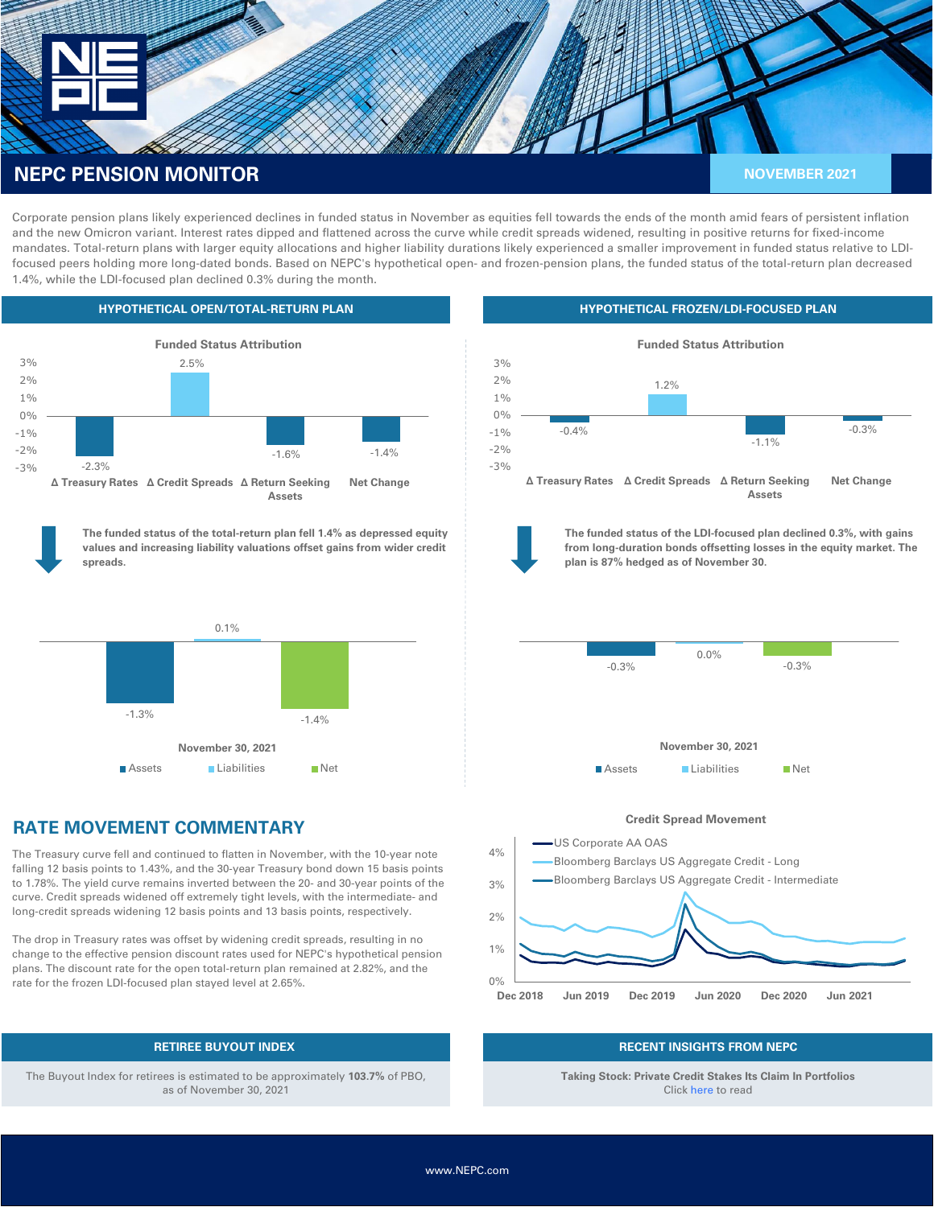# NEPC PENSION MONITOR

NOVEMBER 2021

Corporate pension plans likely experienced declines in funded status in November as equities fell towards the ends of the month amid fears of persistent inflation and the new Omicron variant. Interest rates dipped and flattened across the curve while credit spreads widened, resulting in positive returns for fixed-income mandates. Total-return plans with larger equity allocations and higher liability durations likely experienced a smaller improvement in funded status relative to LDI-focused peers holding more long-dated bonds. Based on NEPC's hypothetical open- and frozen-pension plans, the funded status of the total-return plan decreased 1.4%, while the LDI-focused plan declined 0.3% during the month.

## HYPOTHETICAL OPEN/TOTAL-RETURN PLAN

Funded Status Attribution

3%
2%
1%
0%
-1%
-2%
-3%

-2.3%
2.5%
-1.6%
-1.4%

Δ Treasury Rates
Δ Credit Spreads
Δ Return Seeking Assets
Net Change

**The funded status of the total-return plan fell 1.4% as depressed equity values and increasing liability valuations offset gains from wider credit spreads.**

-1.3%
0.1%
-1.4%

November 30, 2021

Assets
Liabilities
Net

## HYPOTHETICAL FROZEN/LDI-FOCUSED PLAN

Funded Status Attribution

3%
2%
1%
0%
-1%
-2%
-3%

-0.4%
1.2%
-1.1%
-0.3%

Δ Treasury Rates
Δ Credit Spreads
Δ Return Seeking Assets
Net Change

**The funded status of the LDI-focused plan declined 0.3%, with gains from long-duration bonds offsetting losses in the equity market. The plan is 87% hedged as of November 30.**

-0.3%
0.0%
-0.3%

November 30, 2021

Assets
Liabilities
Net

## RATE MOVEMENT COMMENTARY

The Treasury curve fell and continued to flatten in November, with the 10-year note falling 12 basis points to 1.43%, and the 30-year Treasury bond down 15 basis points to 1.78%. The yield curve remains inverted between the 20- and 30-year points of the curve. Credit spreads widened off extremely tight levels, with the intermediate- and long-credit spreads widening 12 basis points and 13 basis points, respectively.

The drop in Treasury rates was offset by widening credit spreads, resulting in no change to the effective pension discount rates used for NEPC's hypothetical pension plans. The discount rate for the open total-return plan remained at 2.82%, and the rate for the frozen LDI-focused plan stayed level at 2.65%.

Credit Spread Movement

US Corporate AA OAS
Bloomberg Barclays US Aggregate Credit - Long
Bloomberg Barclays US Aggregate Credit - Intermediate

4%
3%
2%
1%
0%

Dec 2018
Jun 2019
Dec 2019
Jun 2020
Dec 2020
Jun 2021

## RETIREE BUYOUT INDEX

The Buyout Index for retirees is estimated to be approximately **103.7%** of PBO, as of November 30, 2021

## RECENT INSIGHTS FROM NEPC

**Taking Stock: Private Credit Stakes Its Claim In Portfolios**
Click here to read

www.NEPC.com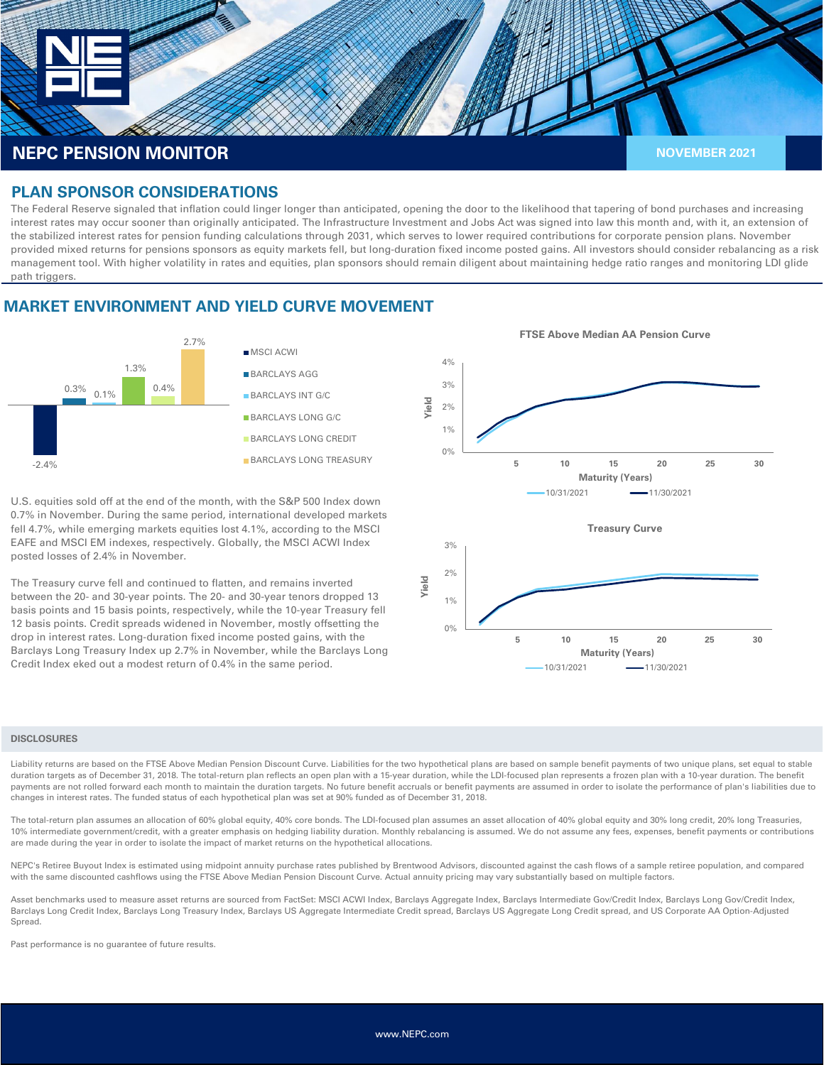# NEPC PENSION MONITOR

NOVEMBER 2021

## PLAN SPONSOR CONSIDERATIONS

The Federal Reserve signaled that inflation could linger longer than anticipated, opening the door to the likelihood that tapering of bond purchases and increasing interest rates may occur sooner than originally anticipated. The Infrastructure Investment and Jobs Act was signed into law this month and, with it, an extension of the stabilized interest rates for pension funding calculations through 2031, which serves to lower required contributions for corporate pension plans. November provided mixed returns for pensions sponsors as equity markets fell, but long-duration fixed income posted gains. All investors should consider rebalancing as a risk management tool. With higher volatility in rates and equities, plan sponsors should remain diligent about maintaining hedge ratio ranges and monitoring LDI glide path triggers.

## MARKET ENVIRONMENT AND YIELD CURVE MOVEMENT

-2.4%
0.3%
0.1%
1.3%
0.4%
2.7%

MSCI ACWI
BARCLAYS AGG
BARCLAYS INT G/C
BARCLAYS LONG G/C
BARCLAYS LONG CREDIT
BARCLAYS LONG TREASURY

U.S. equities sold off at the end of the month, with the S&P 500 Index down 0.7% in November. During the same period, international developed markets fell 4.7%, while emerging markets equities lost 4.1%, according to the MSCI EAFE and MSCI EM indexes, respectively. Globally, the MSCI ACWI Index posted losses of 2.4% in November.

The Treasury curve fell and continued to flatten, and remains inverted between the 20- and 30-year points. The 20- and 30-year tenors dropped 13 basis points and 15 basis points, respectively, while the 10-year Treasury fell 12 basis points. Credit spreads widened in November, mostly offsetting the drop in interest rates. Long-duration fixed income posted gains, with the Barclays Long Treasury Index up 2.7% in November, while the Barclays Long Credit Index eked out a modest return of 0.4% in the same period.

FTSE Above Median AA Pension Curve

Yield
4%
3%
2%
1%
0%
5
10
15
20
25
30
Maturity (Years)
10/31/2021
11/30/2021

Treasury Curve

Yield
3%
2%
1%
0%
5
10
15
20
25
30
Maturity (Years)
10/31/2021
11/30/2021

### DISCLOSURES

Liability returns are based on the FTSE Above Median Pension Discount Curve. Liabilities for the two hypothetical plans are based on sample benefit payments of two unique plans, set equal to stable duration targets as of December 31, 2018. The total-return plan reflects an open plan with a 15-year duration, while the LDI-focused plan represents a frozen plan with a 10-year duration. The benefit payments are not rolled forward each month to maintain the duration targets. No future benefit accruals or benefit payments are assumed in order to isolate the performance of plan's liabilities due to changes in interest rates. The funded status of each hypothetical plan was set at 90% funded as of December 31, 2018.

The total-return plan assumes an allocation of 60% global equity, 40% core bonds. The LDI-focused plan assumes an asset allocation of 40% global equity and 30% long credit, 20% long Treasuries, 10% intermediate government/credit, with a greater emphasis on hedging liability duration. Monthly rebalancing is assumed. We do not assume any fees, expenses, benefit payments or contributions are made during the year in order to isolate the impact of market returns on the hypothetical allocations.

NEPC's Retiree Buyout Index is estimated using midpoint annuity purchase rates published by Brentwood Advisors, discounted against the cash flows of a sample retiree population, and compared with the same discounted cashflows using the FTSE Above Median Pension Discount Curve. Actual annuity pricing may vary substantially based on multiple factors.

Asset benchmarks used to measure asset returns are sourced from FactSet: MSCI ACWI Index, Barclays Aggregate Index, Barclays Intermediate Gov/Credit Index, Barclays Long Gov/Credit Index, Barclays Long Credit Index, Barclays Long Treasury Index, Barclays US Aggregate Intermediate Credit spread, Barclays US Aggregate Long Credit spread, and US Corporate AA Option-Adjusted Spread.

Past performance is no guarantee of future results.

www.NEPC.com